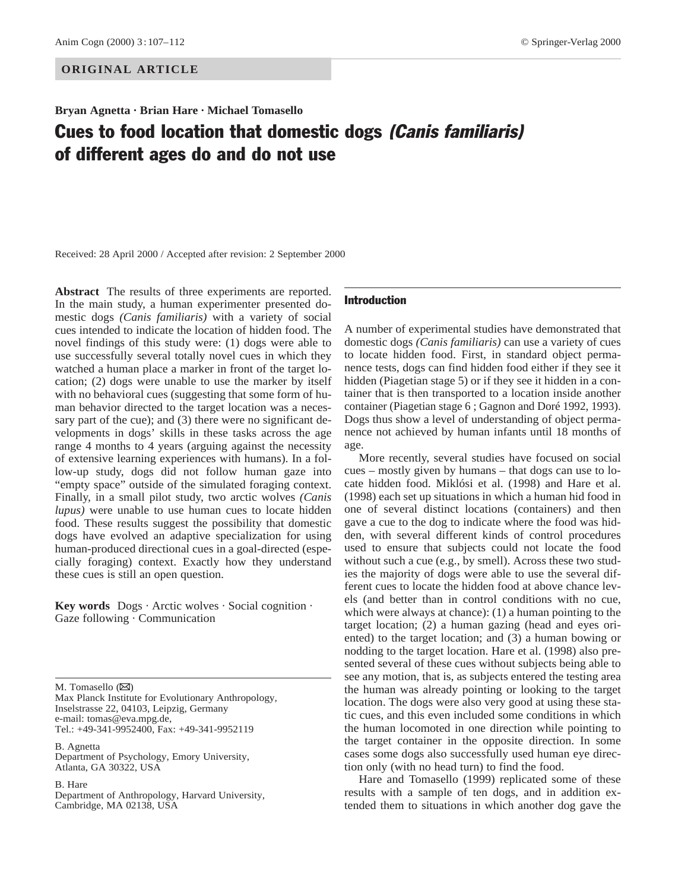**ORIGINAL ARTICLE**

**Bryan Agnetta · Brian Hare · Michael Tomasello**

# Cues to food location that domestic dogs *(Canis familiaris)* of different ages do and do not use

Received: 28 April 2000 / Accepted after revision: 2 September 2000

**Abstract** The results of three experiments are reported. In the main study, a human experimenter presented domestic dogs *(Canis familiaris)* with a variety of social cues intended to indicate the location of hidden food. The novel findings of this study were: (1) dogs were able to use successfully several totally novel cues in which they watched a human place a marker in front of the target location; (2) dogs were unable to use the marker by itself with no behavioral cues (suggesting that some form of human behavior directed to the target location was a necessary part of the cue); and (3) there were no significant developments in dogs' skills in these tasks across the age range 4 months to 4 years (arguing against the necessity of extensive learning experiences with humans). In a follow-up study, dogs did not follow human gaze into "empty space" outside of the simulated foraging context. Finally, in a small pilot study, two arctic wolves *(Canis lupus)* were unable to use human cues to locate hidden food. These results suggest the possibility that domestic dogs have evolved an adaptive specialization for using human-produced directional cues in a goal-directed (especially foraging) context. Exactly how they understand these cues is still an open question.

**Key words** Dogs · Arctic wolves · Social cognition · Gaze following · Communication

M. Tomasello (✉)
Max Planck Institute for Evolutionary Anthropology, Inselstrasse 22, 04103, Leipzig, Germany
e-mail: tomas@eva.mpg.de,
Tel.: +49-341-9952400, Fax: +49-341-9952119

B. Agnetta
Department of Psychology, Emory University, Atlanta, GA 30322, USA

B. Hare
Department of Anthropology, Harvard University, Cambridge, MA 02138, USA

## Introduction

A number of experimental studies have demonstrated that domestic dogs *(Canis familiaris)* can use a variety of cues to locate hidden food. First, in standard object permanence tests, dogs can find hidden food either if they see it hidden (Piagetian stage 5) or if they see it hidden in a container that is then transported to a location inside another container (Piagetian stage 6 ; Gagnon and Doré 1992, 1993). Dogs thus show a level of understanding of object permanence not achieved by human infants until 18 months of age.

More recently, several studies have focused on social cues – mostly given by humans – that dogs can use to locate hidden food. Miklósi et al. (1998) and Hare et al. (1998) each set up situations in which a human hid food in one of several distinct locations (containers) and then gave a cue to the dog to indicate where the food was hidden, with several different kinds of control procedures used to ensure that subjects could not locate the food without such a cue (e.g., by smell). Across these two studies the majority of dogs were able to use the several different cues to locate the hidden food at above chance levels (and better than in control conditions with no cue, which were always at chance): (1) a human pointing to the target location; (2) a human gazing (head and eyes oriented) to the target location; and (3) a human bowing or nodding to the target location. Hare et al. (1998) also presented several of these cues without subjects being able to see any motion, that is, as subjects entered the testing area the human was already pointing or looking to the target location. The dogs were also very good at using these static cues, and this even included some conditions in which the human locomoted in one direction while pointing to the target container in the opposite direction. In some cases some dogs also successfully used human eye direction only (with no head turn) to find the food.

Hare and Tomasello (1999) replicated some of these results with a sample of ten dogs, and in addition extended them to situations in which another dog gave the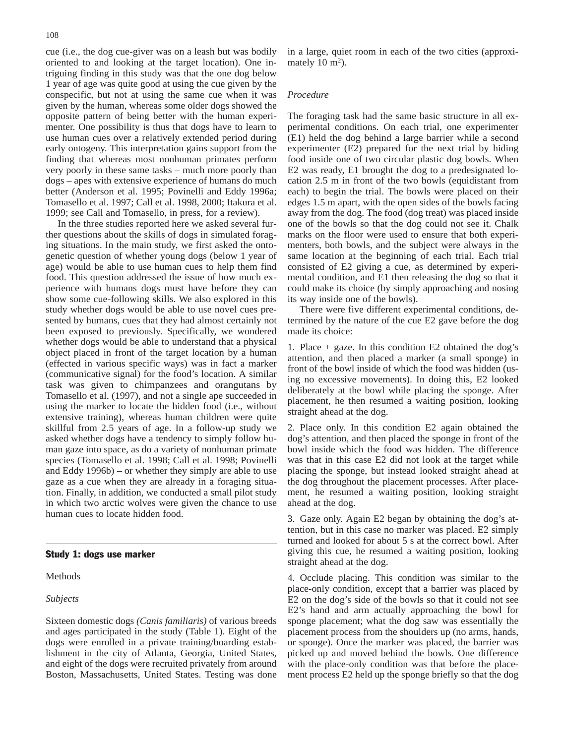cue (i.e., the dog cue-giver was on a leash but was bodily oriented to and looking at the target location). One intriguing finding in this study was that the one dog below 1 year of age was quite good at using the cue given by the conspecific, but not at using the same cue when it was given by the human, whereas some older dogs showed the opposite pattern of being better with the human experimenter. One possibility is thus that dogs have to learn to use human cues over a relatively extended period during early ontogeny. This interpretation gains support from the finding that whereas most nonhuman primates perform very poorly in these same tasks – much more poorly than dogs – apes with extensive experience of humans do much better (Anderson et al. 1995; Povinelli and Eddy 1996a; Tomasello et al. 1997; Call et al. 1998, 2000; Itakura et al. 1999; see Call and Tomasello, in press, for a review).

In the three studies reported here we asked several further questions about the skills of dogs in simulated foraging situations. In the main study, we first asked the ontogenetic question of whether young dogs (below 1 year of age) would be able to use human cues to help them find food. This question addressed the issue of how much experience with humans dogs must have before they can show some cue-following skills. We also explored in this study whether dogs would be able to use novel cues presented by humans, cues that they had almost certainly not been exposed to previously. Specifically, we wondered whether dogs would be able to understand that a physical object placed in front of the target location by a human (effected in various specific ways) was in fact a marker (communicative signal) for the food's location. A similar task was given to chimpanzees and orangutans by Tomasello et al. (1997), and not a single ape succeeded in using the marker to locate the hidden food (i.e., without extensive training), whereas human children were quite skillful from 2.5 years of age. In a follow-up study we asked whether dogs have a tendency to simply follow human gaze into space, as do a variety of nonhuman primate species (Tomasello et al. 1998; Call et al. 1998; Povinelli and Eddy 1996b) – or whether they simply are able to use gaze as a cue when they are already in a foraging situation. Finally, in addition, we conducted a small pilot study in which two arctic wolves were given the chance to use human cues to locate hidden food.

## Study 1: dogs use marker

### Methods

#### *Subjects*

Sixteen domestic dogs *(Canis familiaris)* of various breeds and ages participated in the study (Table 1). Eight of the dogs were enrolled in a private training/boarding establishment in the city of Atlanta, Georgia, United States, and eight of the dogs were recruited privately from around Boston, Massachusetts, United States. Testing was done in a large, quiet room in each of the two cities (approximately 10 m$^2$).

#### *Procedure*

The foraging task had the same basic structure in all experimental conditions. On each trial, one experimenter (E1) held the dog behind a large barrier while a second experimenter (E2) prepared for the next trial by hiding food inside one of two circular plastic dog bowls. When E2 was ready, E1 brought the dog to a predesignated location 2.5 m in front of the two bowls (equidistant from each) to begin the trial. The bowls were placed on their edges 1.5 m apart, with the open sides of the bowls facing away from the dog. The food (dog treat) was placed inside one of the bowls so that the dog could not see it. Chalk marks on the floor were used to ensure that both experimenters, both bowls, and the subject were always in the same location at the beginning of each trial. Each trial consisted of E2 giving a cue, as determined by experimental condition, and E1 then releasing the dog so that it could make its choice (by simply approaching and nosing its way inside one of the bowls).

There were five different experimental conditions, determined by the nature of the cue E2 gave before the dog made its choice:

1. Place + gaze. In this condition E2 obtained the dog's attention, and then placed a marker (a small sponge) in front of the bowl inside of which the food was hidden (using no excessive movements). In doing this, E2 looked deliberately at the bowl while placing the sponge. After placement, he then resumed a waiting position, looking straight ahead at the dog.

2. Place only. In this condition E2 again obtained the dog's attention, and then placed the sponge in front of the bowl inside which the food was hidden. The difference was that in this case E2 did not look at the target while placing the sponge, but instead looked straight ahead at the dog throughout the placement processes. After placement, he resumed a waiting position, looking straight ahead at the dog.

3. Gaze only. Again E2 began by obtaining the dog's attention, but in this case no marker was placed. E2 simply turned and looked for about 5 s at the correct bowl. After giving this cue, he resumed a waiting position, looking straight ahead at the dog.

4. Occlude placing. This condition was similar to the place-only condition, except that a barrier was placed by E2 on the dog's side of the bowls so that it could not see E2's hand and arm actually approaching the bowl for sponge placement; what the dog saw was essentially the placement process from the shoulders up (no arms, hands, or sponge). Once the marker was placed, the barrier was picked up and moved behind the bowls. One difference with the place-only condition was that before the placement process E2 held up the sponge briefly so that the dog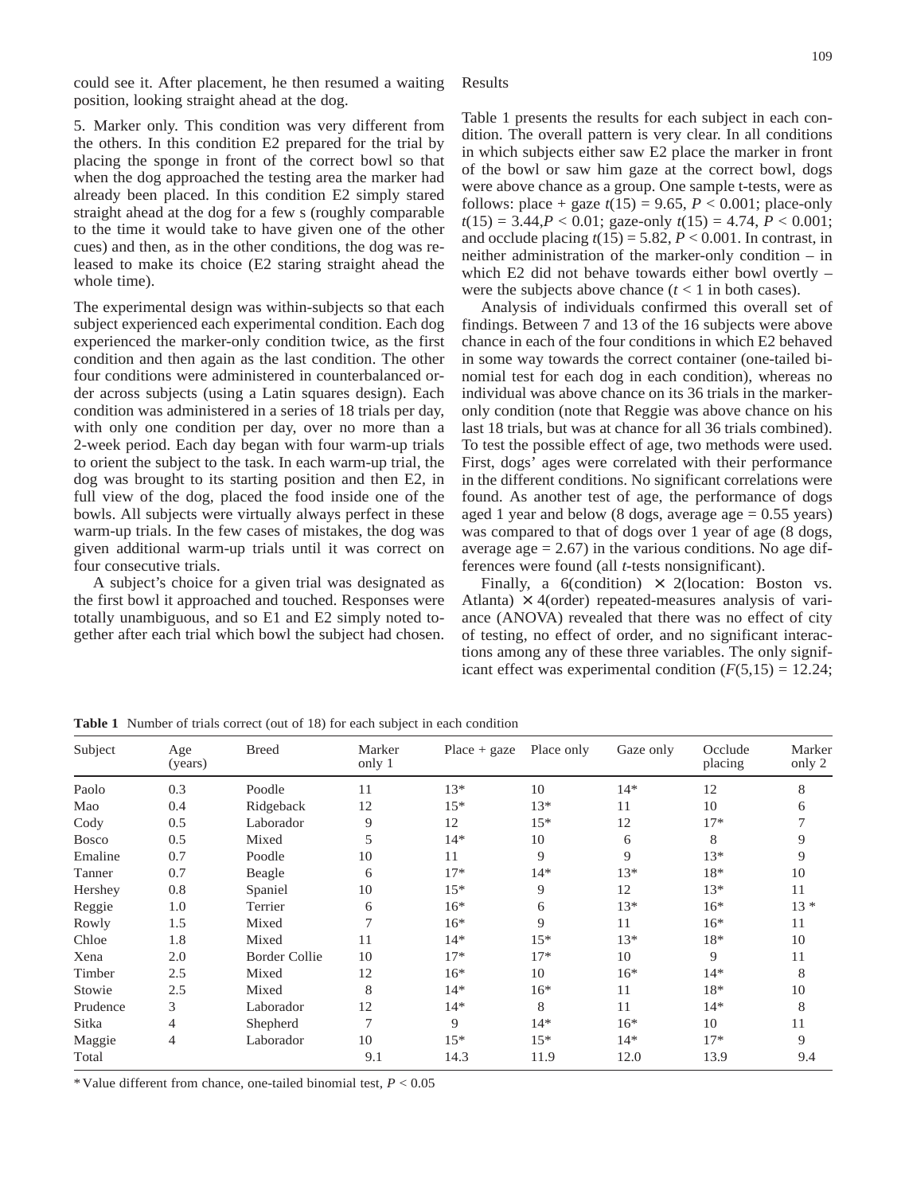could see it. After placement, he then resumed a waiting position, looking straight ahead at the dog.

5. Marker only. This condition was very different from the others. In this condition E2 prepared for the trial by placing the sponge in front of the correct bowl so that when the dog approached the testing area the marker had already been placed. In this condition E2 simply stared straight ahead at the dog for a few s (roughly comparable to the time it would take to have given one of the other cues) and then, as in the other conditions, the dog was released to make its choice (E2 staring straight ahead the whole time).

The experimental design was within-subjects so that each subject experienced each experimental condition. Each dog experienced the marker-only condition twice, as the first condition and then again as the last condition. The other four conditions were administered in counterbalanced order across subjects (using a Latin squares design). Each condition was administered in a series of 18 trials per day, with only one condition per day, over no more than a 2-week period. Each day began with four warm-up trials to orient the subject to the task. In each warm-up trial, the dog was brought to its starting position and then E2, in full view of the dog, placed the food inside one of the bowls. All subjects were virtually always perfect in these warm-up trials. In the few cases of mistakes, the dog was given additional warm-up trials until it was correct on four consecutive trials.

A subject's choice for a given trial was designated as the first bowl it approached and touched. Responses were totally unambiguous, and so E1 and E2 simply noted together after each trial which bowl the subject had chosen.

## Results

Table 1 presents the results for each subject in each condition. The overall pattern is very clear. In all conditions in which subjects either saw E2 place the marker in front of the bowl or saw him gaze at the correct bowl, dogs were above chance as a group. One sample t-tests, were as follows: place + gaze $t(15) = 9.65$, $P < 0.001$; place-only $t(15) = 3.44$, $P < 0.01$; gaze-only $t(15) = 4.74$, $P < 0.001$; and occlude placing $t(15) = 5.82$, $P < 0.001$. In contrast, in neither administration of the marker-only condition – in which E2 did not behave towards either bowl overtly – were the subjects above chance ($t < 1$ in both cases).

Analysis of individuals confirmed this overall set of findings. Between 7 and 13 of the 16 subjects were above chance in each of the four conditions in which E2 behaved in some way towards the correct container (one-tailed binomial test for each dog in each condition), whereas no individual was above chance on its 36 trials in the marker-only condition (note that Reggie was above chance on his last 18 trials, but was at chance for all 36 trials combined). To test the possible effect of age, two methods were used. First, dogs' ages were correlated with their performance in the different conditions. No significant correlations were found. As another test of age, the performance of dogs aged 1 year and below (8 dogs, average age = 0.55 years) was compared to that of dogs over 1 year of age (8 dogs, average age = 2.67) in the various conditions. No age differences were found (all *t*-tests nonsignificant).

Finally, a 6(condition) × 2(location: Boston vs. Atlanta) × 4(order) repeated-measures analysis of variance (ANOVA) revealed that there was no effect of city of testing, no effect of order, and no significant interactions among any of these three variables. The only significant effect was experimental condition ($F(5,15) = 12.24$;

**Table 1** Number of trials correct (out of 18) for each subject in each condition

| Subject | Age (years) | Breed | Marker only 1 | Place + gaze | Place only | Gaze only | Occlude placing | Marker only 2 |
|---|---|---|---|---|---|---|---|---|
| Paolo | 0.3 | Poodle | 11 | 13* | 10 | 14* | 12 | 8 |
| Mao | 0.4 | Ridgeback | 12 | 15* | 13* | 11 | 10 | 6 |
| Cody | 0.5 | Laborador | 9 | 12 | 15* | 12 | 17* | 7 |
| Bosco | 0.5 | Mixed | 5 | 14* | 10 | 6 | 8 | 9 |
| Emaline | 0.7 | Poodle | 10 | 11 | 9 | 9 | 13* | 9 |
| Tanner | 0.7 | Beagle | 6 | 17* | 14* | 13* | 18* | 10 |
| Hershey | 0.8 | Spaniel | 10 | 15* | 9 | 12 | 13* | 11 |
| Reggie | 1.0 | Terrier | 6 | 16* | 6 | 13* | 16* | 13 * |
| Rowly | 1.5 | Mixed | 7 | 16* | 9 | 11 | 16* | 11 |
| Chloe | 1.8 | Mixed | 11 | 14* | 15* | 13* | 18* | 10 |
| Xena | 2.0 | Border Collie | 10 | 17* | 17* | 10 | 9 | 11 |
| Timber | 2.5 | Mixed | 12 | 16* | 10 | 16* | 14* | 8 |
| Stowie | 2.5 | Mixed | 8 | 14* | 16* | 11 | 18* | 10 |
| Prudence | 3 | Laborador | 12 | 14* | 8 | 11 | 14* | 8 |
| Sitka | 4 | Shepherd | 7 | 9 | 14* | 16* | 10 | 11 |
| Maggie | 4 | Laborador | 10 | 15* | 15* | 14* | 17* | 9 |
| Total | | | 9.1 | 14.3 | 11.9 | 12.0 | 13.9 | 9.4 |

\* Value different from chance, one-tailed binomial test, $P < 0.05$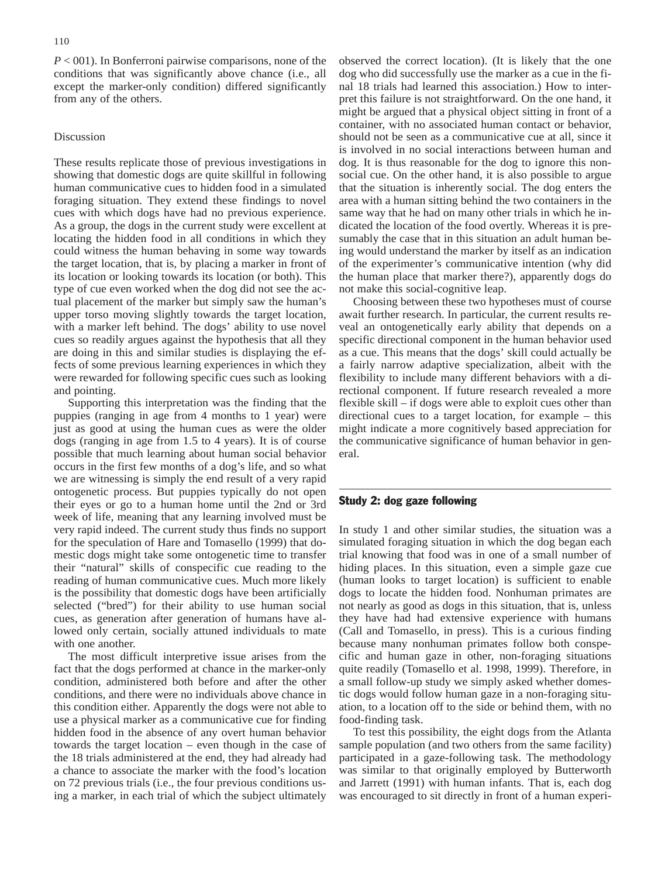$P < 001$). In Bonferroni pairwise comparisons, none of the conditions that was significantly above chance (i.e., all except the marker-only condition) differed significantly from any of the others.

### Discussion

These results replicate those of previous investigations in showing that domestic dogs are quite skillful in following human communicative cues to hidden food in a simulated foraging situation. They extend these findings to novel cues with which dogs have had no previous experience. As a group, the dogs in the current study were excellent at locating the hidden food in all conditions in which they could witness the human behaving in some way towards the target location, that is, by placing a marker in front of its location or looking towards its location (or both). This type of cue even worked when the dog did not see the actual placement of the marker but simply saw the human's upper torso moving slightly towards the target location, with a marker left behind. The dogs' ability to use novel cues so readily argues against the hypothesis that all they are doing in this and similar studies is displaying the effects of some previous learning experiences in which they were rewarded for following specific cues such as looking and pointing.

Supporting this interpretation was the finding that the puppies (ranging in age from 4 months to 1 year) were just as good at using the human cues as were the older dogs (ranging in age from 1.5 to 4 years). It is of course possible that much learning about human social behavior occurs in the first few months of a dog's life, and so what we are witnessing is simply the end result of a very rapid ontogenetic process. But puppies typically do not open their eyes or go to a human home until the 2nd or 3rd week of life, meaning that any learning involved must be very rapid indeed. The current study thus finds no support for the speculation of Hare and Tomasello (1999) that domestic dogs might take some ontogenetic time to transfer their "natural" skills of conspecific cue reading to the reading of human communicative cues. Much more likely is the possibility that domestic dogs have been artificially selected ("bred") for their ability to use human social cues, as generation after generation of humans have allowed only certain, socially attuned individuals to mate with one another.

The most difficult interpretive issue arises from the fact that the dogs performed at chance in the marker-only condition, administered both before and after the other conditions, and there were no individuals above chance in this condition either. Apparently the dogs were not able to use a physical marker as a communicative cue for finding hidden food in the absence of any overt human behavior towards the target location – even though in the case of the 18 trials administered at the end, they had already had a chance to associate the marker with the food's location on 72 previous trials (i.e., the four previous conditions using a marker, in each trial of which the subject ultimately observed the correct location). (It is likely that the one dog who did successfully use the marker as a cue in the final 18 trials had learned this association.) How to interpret this failure is not straightforward. On the one hand, it might be argued that a physical object sitting in front of a container, with no associated human contact or behavior, should not be seen as a communicative cue at all, since it is involved in no social interactions between human and dog. It is thus reasonable for the dog to ignore this non-social cue. On the other hand, it is also possible to argue that the situation is inherently social. The dog enters the area with a human sitting behind the two containers in the same way that he had on many other trials in which he indicated the location of the food overtly. Whereas it is presumably the case that in this situation an adult human being would understand the marker by itself as an indication of the experimenter's communicative intention (why did the human place that marker there?), apparently dogs do not make this social-cognitive leap.

Choosing between these two hypotheses must of course await further research. In particular, the current results reveal an ontogenetically early ability that depends on a specific directional component in the human behavior used as a cue. This means that the dogs' skill could actually be a fairly narrow adaptive specialization, albeit with the flexibility to include many different behaviors with a directional component. If future research revealed a more flexible skill – if dogs were able to exploit cues other than directional cues to a target location, for example – this might indicate a more cognitively based appreciation for the communicative significance of human behavior in general.

## Study 2: dog gaze following

In study 1 and other similar studies, the situation was a simulated foraging situation in which the dog began each trial knowing that food was in one of a small number of hiding places. In this situation, even a simple gaze cue (human looks to target location) is sufficient to enable dogs to locate the hidden food. Nonhuman primates are not nearly as good as dogs in this situation, that is, unless they have had had extensive experience with humans (Call and Tomasello, in press). This is a curious finding because many nonhuman primates follow both conspecific and human gaze in other, non-foraging situations quite readily (Tomasello et al. 1998, 1999). Therefore, in a small follow-up study we simply asked whether domestic dogs would follow human gaze in a non-foraging situation, to a location off to the side or behind them, with no food-finding task.

To test this possibility, the eight dogs from the Atlanta sample population (and two others from the same facility) participated in a gaze-following task. The methodology was similar to that originally employed by Butterworth and Jarrett (1991) with human infants. That is, each dog was encouraged to sit directly in front of a human experi-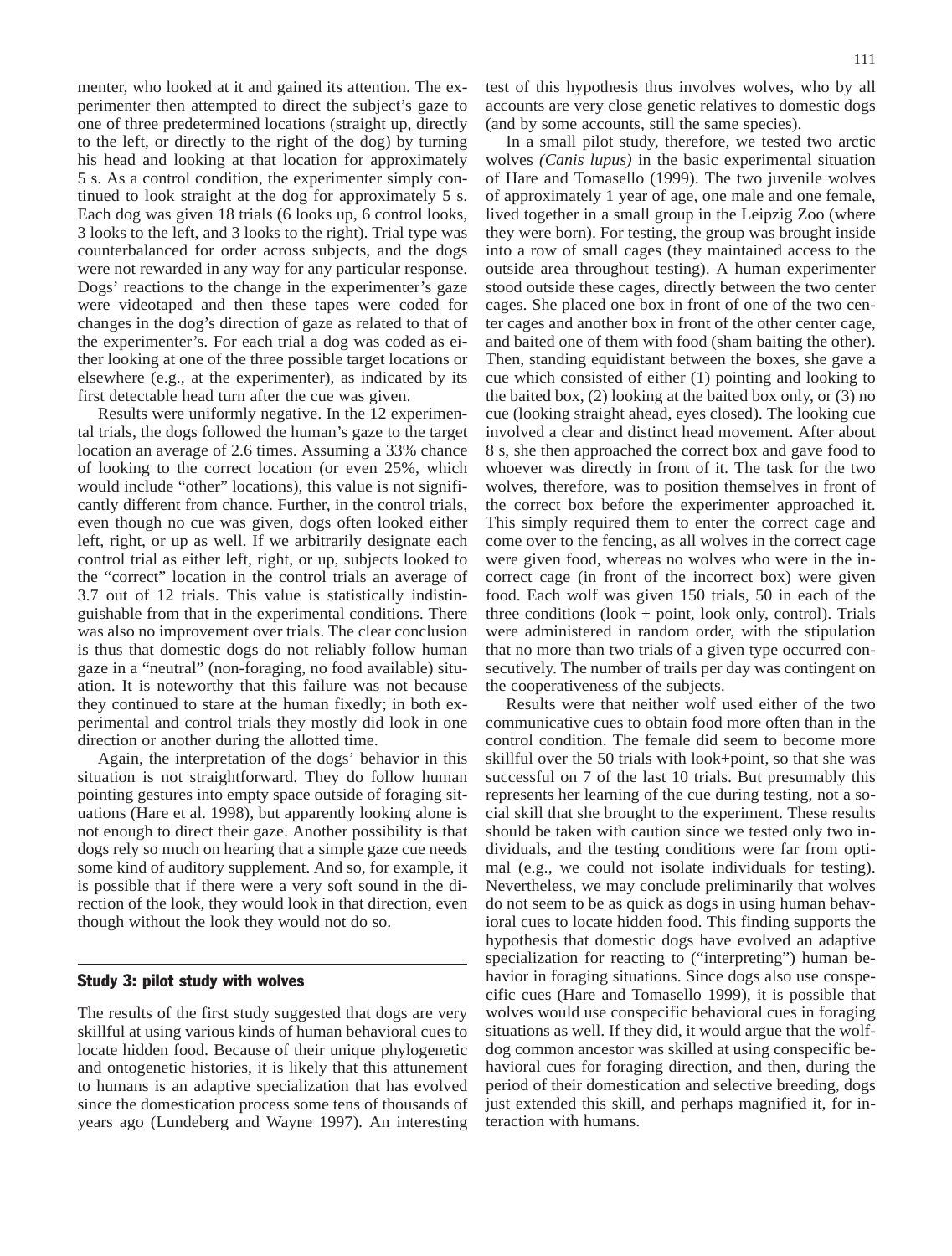menter, who looked at it and gained its attention. The experimenter then attempted to direct the subject's gaze to one of three predetermined locations (straight up, directly to the left, or directly to the right of the dog) by turning his head and looking at that location for approximately 5 s. As a control condition, the experimenter simply continued to look straight at the dog for approximately 5 s. Each dog was given 18 trials (6 looks up, 6 control looks, 3 looks to the left, and 3 looks to the right). Trial type was counterbalanced for order across subjects, and the dogs were not rewarded in any way for any particular response. Dogs' reactions to the change in the experimenter's gaze were videotaped and then these tapes were coded for changes in the dog's direction of gaze as related to that of the experimenter's. For each trial a dog was coded as either looking at one of the three possible target locations or elsewhere (e.g., at the experimenter), as indicated by its first detectable head turn after the cue was given.

Results were uniformly negative. In the 12 experimental trials, the dogs followed the human's gaze to the target location an average of 2.6 times. Assuming a 33% chance of looking to the correct location (or even 25%, which would include "other" locations), this value is not significantly different from chance. Further, in the control trials, even though no cue was given, dogs often looked either left, right, or up as well. If we arbitrarily designate each control trial as either left, right, or up, subjects looked to the "correct" location in the control trials an average of 3.7 out of 12 trials. This value is statistically indistinguishable from that in the experimental conditions. There was also no improvement over trials. The clear conclusion is thus that domestic dogs do not reliably follow human gaze in a "neutral" (non-foraging, no food available) situation. It is noteworthy that this failure was not because they continued to stare at the human fixedly; in both experimental and control trials they mostly did look in one direction or another during the allotted time.

Again, the interpretation of the dogs' behavior in this situation is not straightforward. They do follow human pointing gestures into empty space outside of foraging situations (Hare et al. 1998), but apparently looking alone is not enough to direct their gaze. Another possibility is that dogs rely so much on hearing that a simple gaze cue needs some kind of auditory supplement. And so, for example, it is possible that if there were a very soft sound in the direction of the look, they would look in that direction, even though without the look they would not do so.

## Study 3: pilot study with wolves

The results of the first study suggested that dogs are very skillful at using various kinds of human behavioral cues to locate hidden food. Because of their unique phylogenetic and ontogenetic histories, it is likely that this attunement to humans is an adaptive specialization that has evolved since the domestication process some tens of thousands of years ago (Lundeberg and Wayne 1997). An interesting test of this hypothesis thus involves wolves, who by all accounts are very close genetic relatives to domestic dogs (and by some accounts, still the same species).

In a small pilot study, therefore, we tested two arctic wolves *(Canis lupus)* in the basic experimental situation of Hare and Tomasello (1999). The two juvenile wolves of approximately 1 year of age, one male and one female, lived together in a small group in the Leipzig Zoo (where they were born). For testing, the group was brought inside into a row of small cages (they maintained access to the outside area throughout testing). A human experimenter stood outside these cages, directly between the two center cages. She placed one box in front of one of the two center cages and another box in front of the other center cage, and baited one of them with food (sham baiting the other). Then, standing equidistant between the boxes, she gave a cue which consisted of either (1) pointing and looking to the baited box, (2) looking at the baited box only, or (3) no cue (looking straight ahead, eyes closed). The looking cue involved a clear and distinct head movement. After about 8 s, she then approached the correct box and gave food to whoever was directly in front of it. The task for the two wolves, therefore, was to position themselves in front of the correct box before the experimenter approached it. This simply required them to enter the correct cage and come over to the fencing, as all wolves in the correct cage were given food, whereas no wolves who were in the incorrect cage (in front of the incorrect box) were given food. Each wolf was given 150 trials, 50 in each of the three conditions (look + point, look only, control). Trials were administered in random order, with the stipulation that no more than two trials of a given type occurred consecutively. The number of trails per day was contingent on the cooperativeness of the subjects.

Results were that neither wolf used either of the two communicative cues to obtain food more often than in the control condition. The female did seem to become more skillful over the 50 trials with look+point, so that she was successful on 7 of the last 10 trials. But presumably this represents her learning of the cue during testing, not a social skill that she brought to the experiment. These results should be taken with caution since we tested only two individuals, and the testing conditions were far from optimal (e.g., we could not isolate individuals for testing). Nevertheless, we may conclude preliminarily that wolves do not seem to be as quick as dogs in using human behavioral cues to locate hidden food. This finding supports the hypothesis that domestic dogs have evolved an adaptive specialization for reacting to ("interpreting") human behavior in foraging situations. Since dogs also use conspecific cues (Hare and Tomasello 1999), it is possible that wolves would use conspecific behavioral cues in foraging situations as well. If they did, it would argue that the wolf-dog common ancestor was skilled at using conspecific behavioral cues for foraging direction, and then, during the period of their domestication and selective breeding, dogs just extended this skill, and perhaps magnified it, for interaction with humans.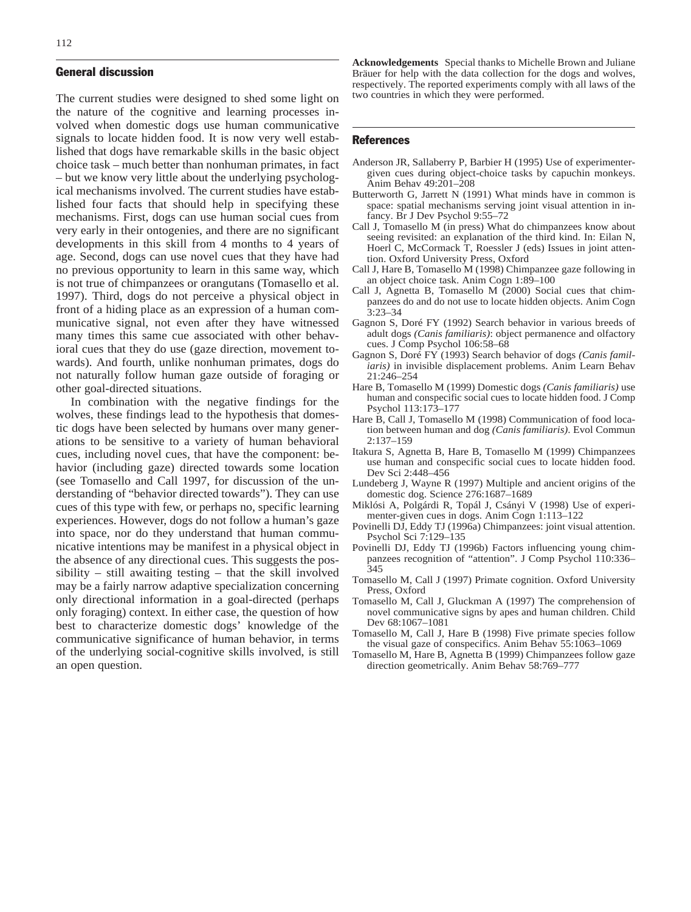## General discussion

The current studies were designed to shed some light on the nature of the cognitive and learning processes involved when domestic dogs use human communicative signals to locate hidden food. It is now very well established that dogs have remarkable skills in the basic object choice task – much better than nonhuman primates, in fact – but we know very little about the underlying psychological mechanisms involved. The current studies have established four facts that should help in specifying these mechanisms. First, dogs can use human social cues from very early in their ontogenies, and there are no significant developments in this skill from 4 months to 4 years of age. Second, dogs can use novel cues that they have had no previous opportunity to learn in this same way, which is not true of chimpanzees or orangutans (Tomasello et al. 1997). Third, dogs do not perceive a physical object in front of a hiding place as an expression of a human communicative signal, not even after they have witnessed many times this same cue associated with other behavioral cues that they do use (gaze direction, movement towards). And fourth, unlike nonhuman primates, dogs do not naturally follow human gaze outside of foraging or other goal-directed situations.

In combination with the negative findings for the wolves, these findings lead to the hypothesis that domestic dogs have been selected by humans over many generations to be sensitive to a variety of human behavioral cues, including novel cues, that have the component: behavior (including gaze) directed towards some location (see Tomasello and Call 1997, for discussion of the understanding of "behavior directed towards"). They can use cues of this type with few, or perhaps no, specific learning experiences. However, dogs do not follow a human's gaze into space, nor do they understand that human communicative intentions may be manifest in a physical object in the absence of any directional cues. This suggests the possibility – still awaiting testing – that the skill involved may be a fairly narrow adaptive specialization concerning only directional information in a goal-directed (perhaps only foraging) context. In either case, the question of how best to characterize domestic dogs' knowledge of the communicative significance of human behavior, in terms of the underlying social-cognitive skills involved, is still an open question.

**Acknowledgements** Special thanks to Michelle Brown and Juliane Bräuer for help with the data collection for the dogs and wolves, respectively. The reported experiments comply with all laws of the two countries in which they were performed.

## References

Anderson JR, Sallaberry P, Barbier H (1995) Use of experimenter-given cues during object-choice tasks by capuchin monkeys. Anim Behav 49:201–208

Butterworth G, Jarrett N (1991) What minds have in common is space: spatial mechanisms serving joint visual attention in infancy. Br J Dev Psychol 9:55–72

Call J, Tomasello M (in press) What do chimpanzees know about seeing revisited: an explanation of the third kind. In: Eilan N, Hoerl C, McCormack T, Roessler J (eds) Issues in joint attention. Oxford University Press, Oxford

Call J, Hare B, Tomasello M (1998) Chimpanzee gaze following in an object choice task. Anim Cogn 1:89–100

Call J, Agnetta B, Tomasello M (2000) Social cues that chimpanzees do and do not use to locate hidden objects. Anim Cogn 3:23–34

Gagnon S, Doré FY (1992) Search behavior in various breeds of adult dogs *(Canis familiaris)*: object permanence and olfactory cues. J Comp Psychol 106:58–68

Gagnon S, Doré FY (1993) Search behavior of dogs *(Canis familiaris)* in invisible displacement problems. Anim Learn Behav 21:246–254

Hare B, Tomasello M (1999) Domestic dogs *(Canis familiaris)* use human and conspecific social cues to locate hidden food. J Comp Psychol 113:173–177

Hare B, Call J, Tomasello M (1998) Communication of food location between human and dog *(Canis familiaris)*. Evol Commun 2:137–159

Itakura S, Agnetta B, Hare B, Tomasello M (1999) Chimpanzees use human and conspecific social cues to locate hidden food. Dev Sci 2:448–456

Lundeberg J, Wayne R (1997) Multiple and ancient origins of the domestic dog. Science 276:1687–1689

Miklósi A, Polgárdi R, Topál J, Csányi V (1998) Use of experimenter-given cues in dogs. Anim Cogn 1:113–122

Povinelli DJ, Eddy TJ (1996a) Chimpanzees: joint visual attention. Psychol Sci 7:129–135

Povinelli DJ, Eddy TJ (1996b) Factors influencing young chimpanzees recognition of "attention". J Comp Psychol 110:336–345

Tomasello M, Call J (1997) Primate cognition. Oxford University Press, Oxford

Tomasello M, Call J, Gluckman A (1997) The comprehension of novel communicative signs by apes and human children. Child Dev 68:1067–1081

Tomasello M, Call J, Hare B (1998) Five primate species follow the visual gaze of conspecifics. Anim Behav 55:1063–1069

Tomasello M, Hare B, Agnetta B (1999) Chimpanzees follow gaze direction geometrically. Anim Behav 58:769–777